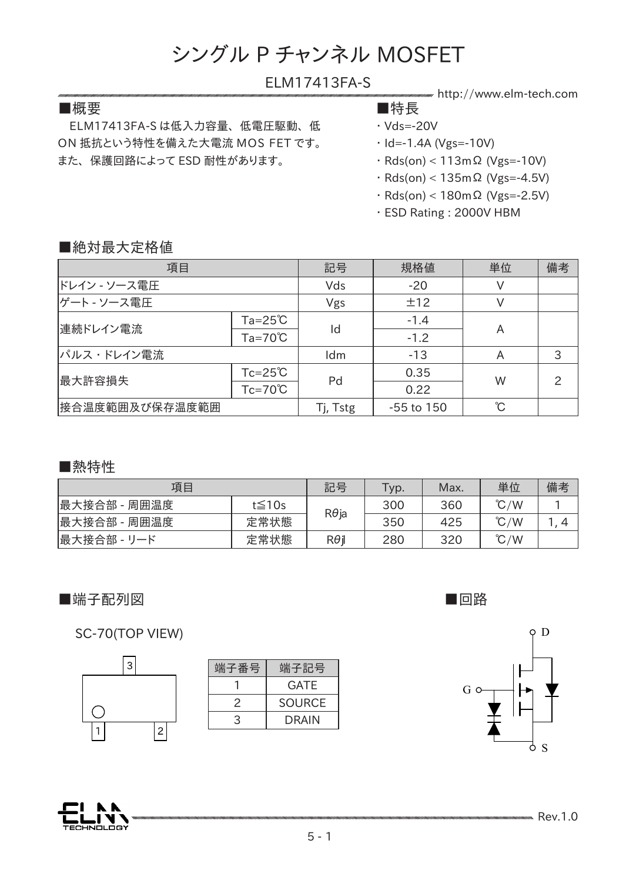# シングル P チャンネル MOSFET

ELM17413FA-S

http://www.elm-tech.com

## ■概要

　ELM17413FA-S は低入力容量、低電圧駆動、低 ON 抵抗という特性を備えた大電流 MOS FET です。また、保護回路によって ESD 耐性があります。

## ■特長

- Vds=-20V
- Id=-1.4A (Vgs=-10V)
- Rds(on) < 113mΩ (Vgs=-10V)
- Rds(on) < 135mΩ (Vgs=-4.5V)
- Rds(on) < 180mΩ (Vgs=-2.5V)
- ESD Rating : 2000V HBM

## ■絶対最大定格値

| 項目 | | 記号 | 規格値 | 単位 | 備考 |
|---|---|---|---|---|---|
| ドレイン - ソース電圧 | | Vds | -20 | V | |
| ゲート - ソース電圧 | | Vgs | ±12 | V | |
| 連続ドレイン電流 | Ta=25℃ | Id | -1.4 | A | |
| | Ta=70℃ | | -1.2 | | |
| パルス・ドレイン電流 | | Idm | -13 | A | 3 |
| 最大許容損失 | Tc=25℃ | Pd | 0.35 | W | 2 |
| | Tc=70℃ | | 0.22 | | |
| 接合温度範囲及び保存温度範囲 | | Tj, Tstg | -55 to 150 | ℃ | |

## ■熱特性

| 項目 | | 記号 | Typ. | Max. | 単位 | 備考 |
|---|---|---|---|---|---|---|
| 最大接合部 - 周囲温度 | t≦10s | $R\theta ja$ | 300 | 360 | ℃/W | 1 |
| 最大接合部 - 周囲温度 | 定常状態 | | 350 | 425 | ℃/W | 1, 4 |
| 最大接合部 - リード | 定常状態 | $R\theta jl$ | 280 | 320 | ℃/W | |

## ■端子配列図

SC-70(TOP VIEW)

| 端子番号 | 端子記号 |
|---|---|
| 1 | GATE |
| 2 | SOURCE |
| 3 | DRAIN |

## ■回路

D

G

S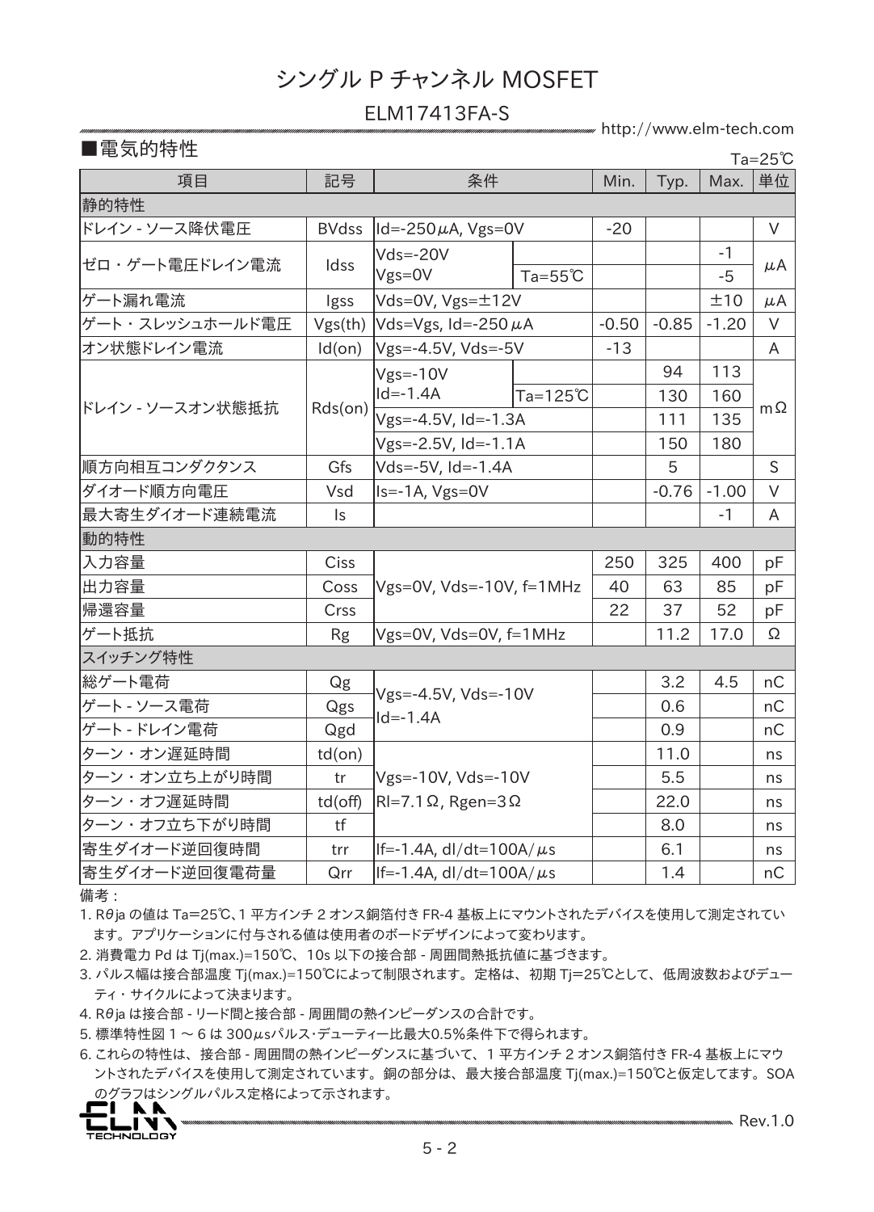# シングル P チャンネル MOSFET

## ELM17413FA-S

## ■電気的特性

Ta=25℃

| 項目 | 記号 | 条件 | | Min. | Typ. | Max. | 単位 |
|---|---|---|---|---|---|---|---|
| 静的特性 | | | | | | | |
| ドレイン - ソース降伏電圧 | BVdss | Id=-250μA, Vgs=0V | | -20 | | | V |
| ゼロ・ゲート電圧ドレイン電流 | Idss | Vds=-20V Vgs=0V | | | | -1 | μA |
| | | | Ta=55℃ | | | -5 | |
| ゲート漏れ電流 | Igss | Vds=0V, Vgs=±12V | | | | ±10 | μA |
| ゲート・スレッシュホールド電圧 | Vgs(th) | Vds=Vgs, Id=-250μA | | -0.50 | -0.85 | -1.20 | V |
| オン状態ドレイン電流 | Id(on) | Vgs=-4.5V, Vds=-5V | | -13 | | | A |
| ドレイン - ソースオン状態抵抗 | Rds(on) | Vgs=-10V Id=-1.4A | | | 94 | 113 | mΩ |
| | | | Ta=125℃ | | 130 | 160 | |
| | | Vgs=-4.5V, Id=-1.3A | | | 111 | 135 | |
| | | Vgs=-2.5V, Id=-1.1A | | | 150 | 180 | |
| 順方向相互コンダクタンス | Gfs | Vds=-5V, Id=-1.4A | | | 5 | | S |
| ダイオード順方向電圧 | Vsd | Is=-1A, Vgs=0V | | | -0.76 | -1.00 | V |
| 最大寄生ダイオード連続電流 | Is | | | | | -1 | A |
| 動的特性 | | | | | | | |
| 入力容量 | Ciss | Vgs=0V, Vds=-10V, f=1MHz | | 250 | 325 | 400 | pF |
| 出力容量 | Coss | | | 40 | 63 | 85 | pF |
| 帰還容量 | Crss | | | 22 | 37 | 52 | pF |
| ゲート抵抗 | Rg | Vgs=0V, Vds=0V, f=1MHz | | | 11.2 | 17.0 | Ω |
| スイッチング特性 | | | | | | | |
| 総ゲート電荷 | Qg | Vgs=-4.5V, Vds=-10V Id=-1.4A | | | 3.2 | 4.5 | nC |
| ゲート - ソース電荷 | Qgs | | | | 0.6 | | nC |
| ゲート - ドレイン電荷 | Qgd | | | | 0.9 | | nC |
| ターン・オン遅延時間 | td(on) | Vgs=-10V, Vds=-10V Rl=7.1Ω, Rgen=3Ω | | | 11.0 | | ns |
| ターン・オン立ち上がり時間 | tr | | | | 5.5 | | ns |
| ターン・オフ遅延時間 | td(off) | | | | 22.0 | | ns |
| ターン・オフ立ち下がり時間 | tf | | | | 8.0 | | ns |
| 寄生ダイオード逆回復時間 | trr | If=-1.4A, dI/dt=100A/μs | | | 6.1 | | ns |
| 寄生ダイオード逆回復電荷量 | Qrr | If=-1.4A, dI/dt=100A/μs | | | 1.4 | | nC |

備考：

1. Rθja の値は Ta=25℃、1 平方インチ 2 オンス銅箔付き FR-4 基板上にマウントされたデバイスを使用して測定されています。アプリケーションに付与される値は使用者のボードデザインによって変わります。
2. 消費電力 Pd は Tj(max.)=150℃、10s 以下の接合部 - 周囲間熱抵抗値に基づきます。
3. パルス幅は接合部温度 Tj(max.)=150℃によって制限されます。定格は、初期 Tj=25℃として、低周波数およびデューティ・サイクルによって決まります。
4. Rθja は接合部 - リード間と接合部 - 周囲間の熱インピーダンスの合計です。
5. 標準特性図 1 ～ 6 は 300μsパルス･デューティー比最大0.5%条件下で得られます。
6. これらの特性は、接合部 - 周囲間の熱インピーダンスに基づいて、1 平方インチ 2 オンス銅箔付き FR-4 基板上にマウントされたデバイスを使用して測定されています。銅の部分は、最大接合部温度 Tj(max.)=150℃と仮定してます。SOA のグラフはシングルパルス定格によって示されます。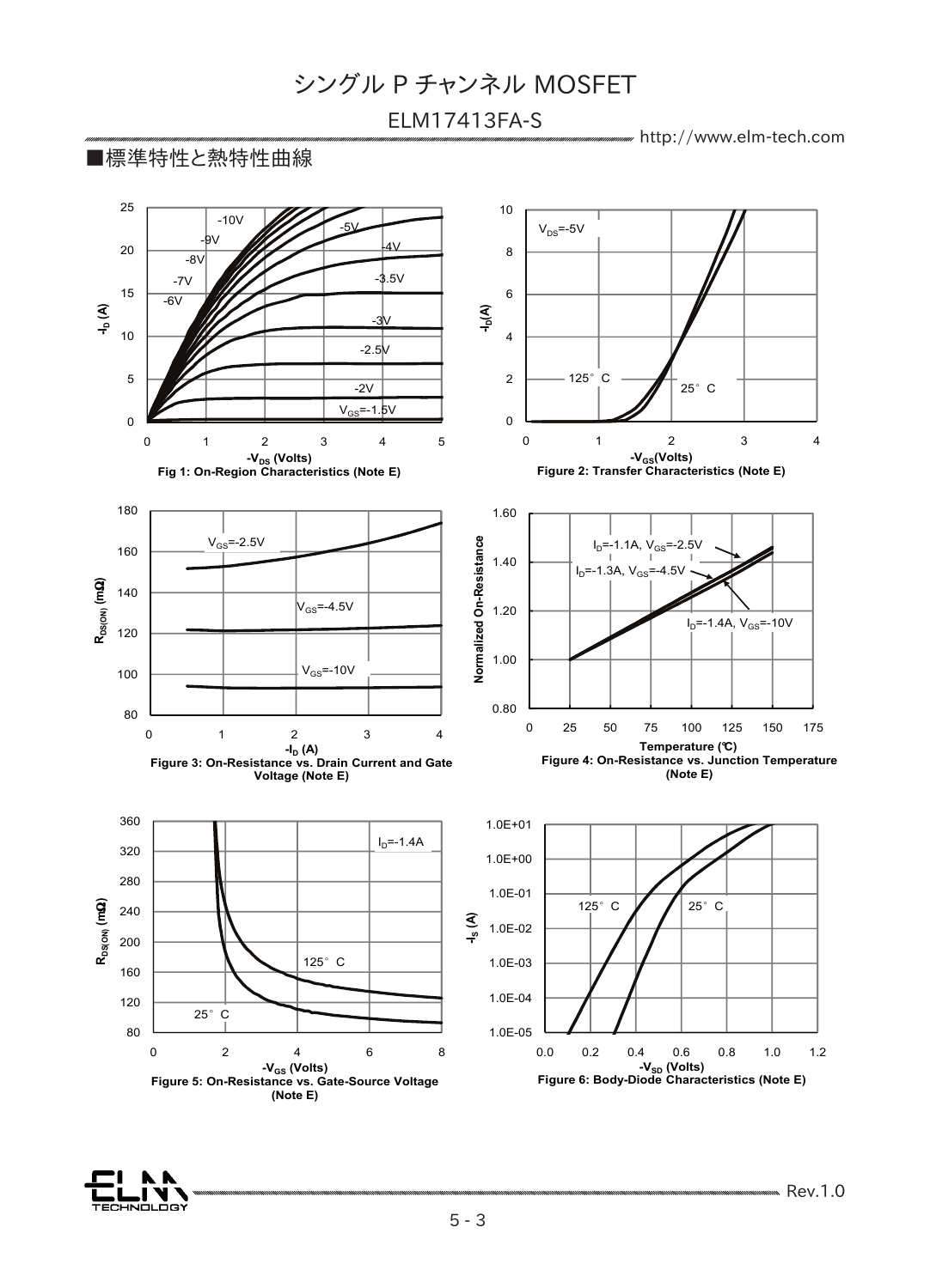■標準特性と熱特性曲線

Fig 1: On-Region Characteristics (Note E)

Figure 2: Transfer Characteristics (Note E)

Figure 3: On-Resistance vs. Drain Current and Gate Voltage (Note E)

Figure 4: On-Resistance vs. Junction Temperature (Note E)

Figure 5: On-Resistance vs. Gate-Source Voltage (Note E)

Figure 6: Body-Diode Characteristics (Note E)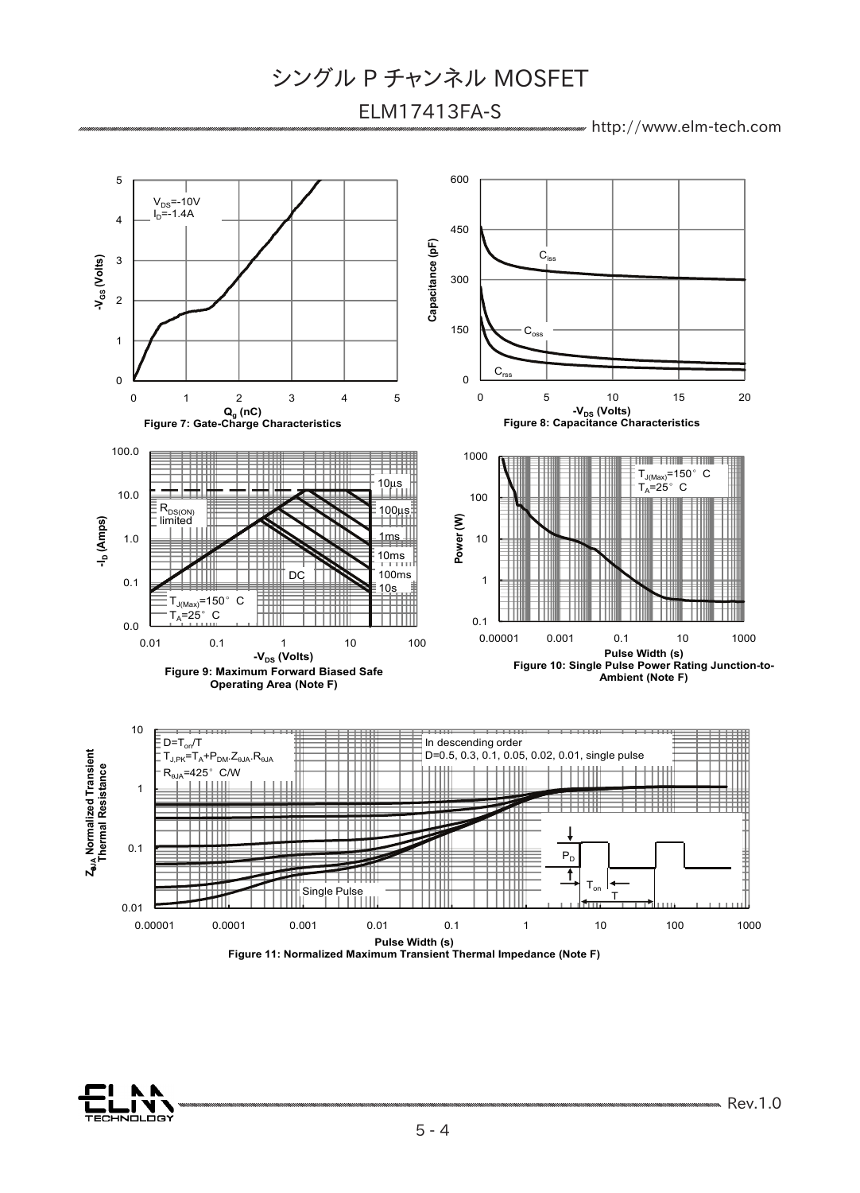Figure 7: Gate-Charge Characteristics

Figure 8: Capacitance Characteristics

Figure 9: Maximum Forward Biased Safe Operating Area (Note F)

Figure 10: Single Pulse Power Rating Junction-to-Ambient (Note F)

Figure 11: Normalized Maximum Transient Thermal Impedance (Note F)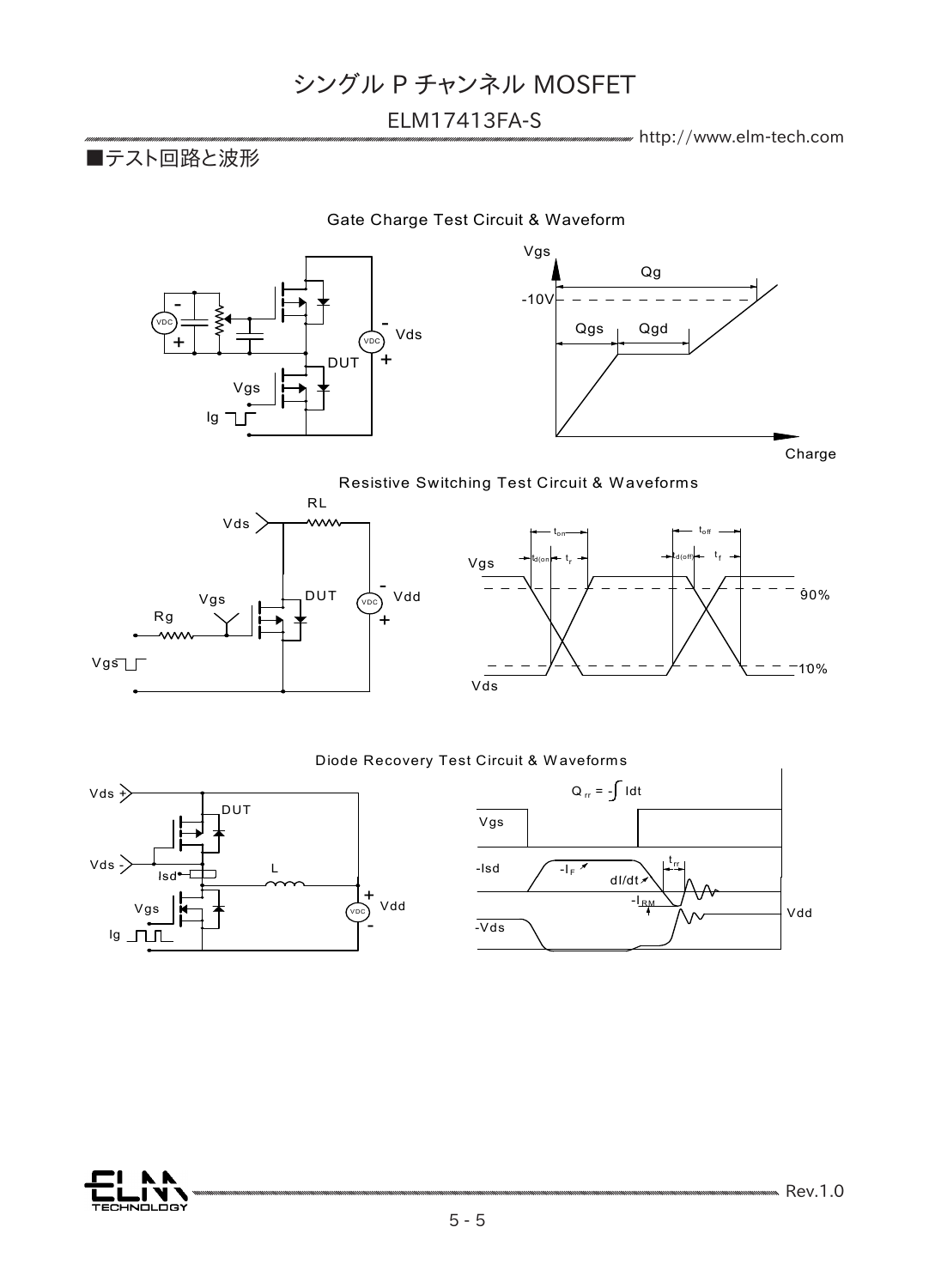■テスト回路と波形

Gate Charge Test Circuit & Waveform

VDC
-
+
Vds
DUT
Vgs
Ig

Vgs
Qg
-10V
Qgs
Qgd
Charge

Resistive Switching Test Circuit & Waveforms

RL
Vds
Vgs
DUT
Rg
VDC
Vdd
Vgs

$t_{on}$
$t_{off}$
$t_{d(on)}$
$t_r$
$t_{d(off)}$
$t_f$
Vgs
90%
10%
Vds

Diode Recovery Test Circuit & Waveforms

Vds +
DUT
Vds -
Isd
L
Vgs
Ig
VDC
Vdd

$Q_{rr} = -\int Idt$
Vgs
-Isd
$-I_F$
dI/dt
$t_{rr}$
$-I_{RM}$
-Vds
Vdd